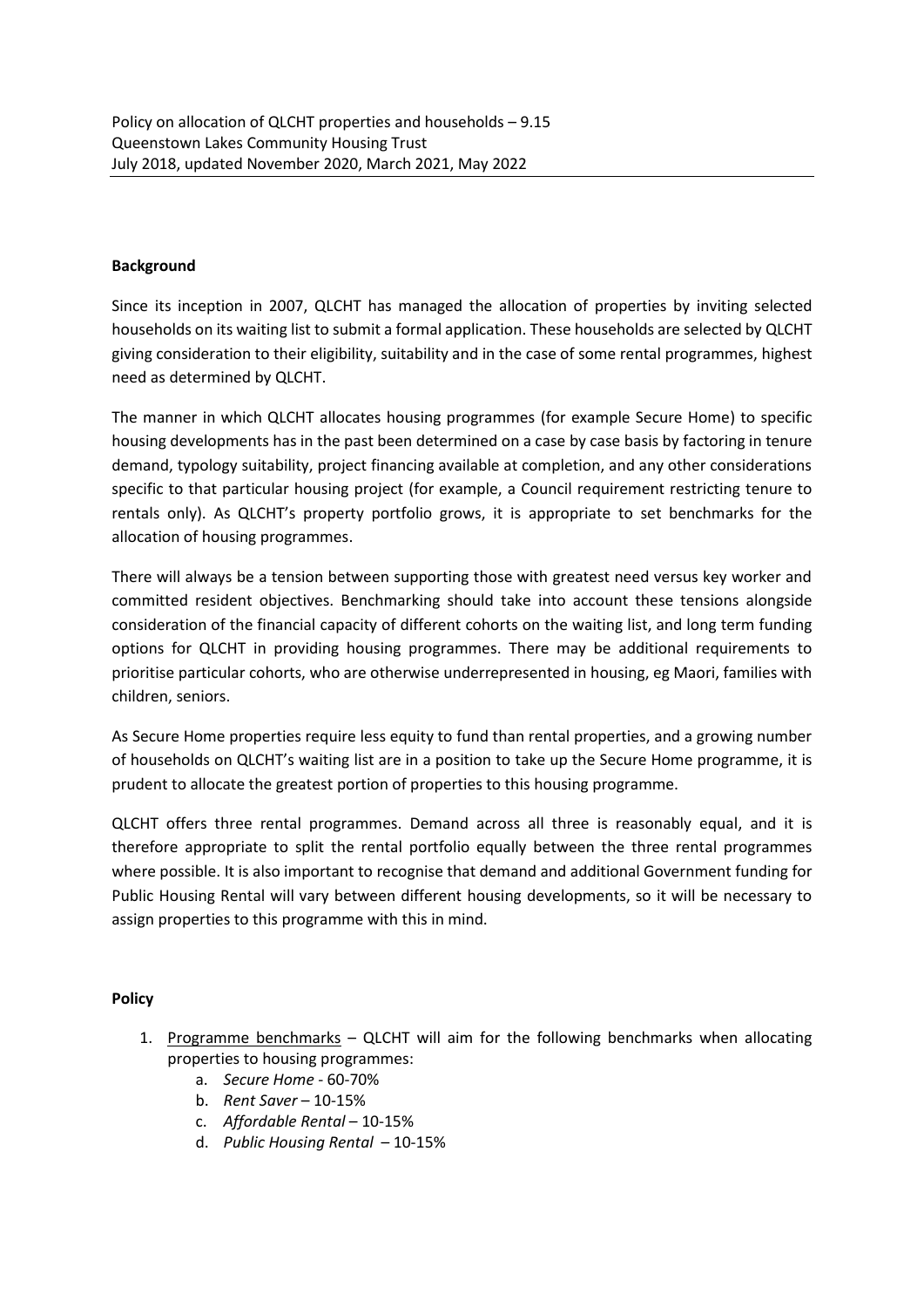Policy on allocation of QLCHT properties and households – 9.15
Queenstown Lakes Community Housing Trust
July 2018, updated November 2020, March 2021, May 2022

**Background**

Since its inception in 2007, QLCHT has managed the allocation of properties by inviting selected households on its waiting list to submit a formal application. These households are selected by QLCHT giving consideration to their eligibility, suitability and in the case of some rental programmes, highest need as determined by QLCHT.

The manner in which QLCHT allocates housing programmes (for example Secure Home) to specific housing developments has in the past been determined on a case by case basis by factoring in tenure demand, typology suitability, project financing available at completion, and any other considerations specific to that particular housing project (for example, a Council requirement restricting tenure to rentals only). As QLCHT's property portfolio grows, it is appropriate to set benchmarks for the allocation of housing programmes.

There will always be a tension between supporting those with greatest need versus key worker and committed resident objectives. Benchmarking should take into account these tensions alongside consideration of the financial capacity of different cohorts on the waiting list, and long term funding options for QLCHT in providing housing programmes. There may be additional requirements to prioritise particular cohorts, who are otherwise underrepresented in housing, eg Maori, families with children, seniors.

As Secure Home properties require less equity to fund than rental properties, and a growing number of households on QLCHT's waiting list are in a position to take up the Secure Home programme, it is prudent to allocate the greatest portion of properties to this housing programme.

QLCHT offers three rental programmes. Demand across all three is reasonably equal, and it is therefore appropriate to split the rental portfolio equally between the three rental programmes where possible. It is also important to recognise that demand and additional Government funding for Public Housing Rental will vary between different housing developments, so it will be necessary to assign properties to this programme with this in mind.

**Policy**

1. Programme benchmarks – QLCHT will aim for the following benchmarks when allocating properties to housing programmes:
   a. *Secure Home* - 60-70%
   b. *Rent Saver* – 10-15%
   c. *Affordable Rental* – 10-15%
   d. *Public Housing Rental* – 10-15%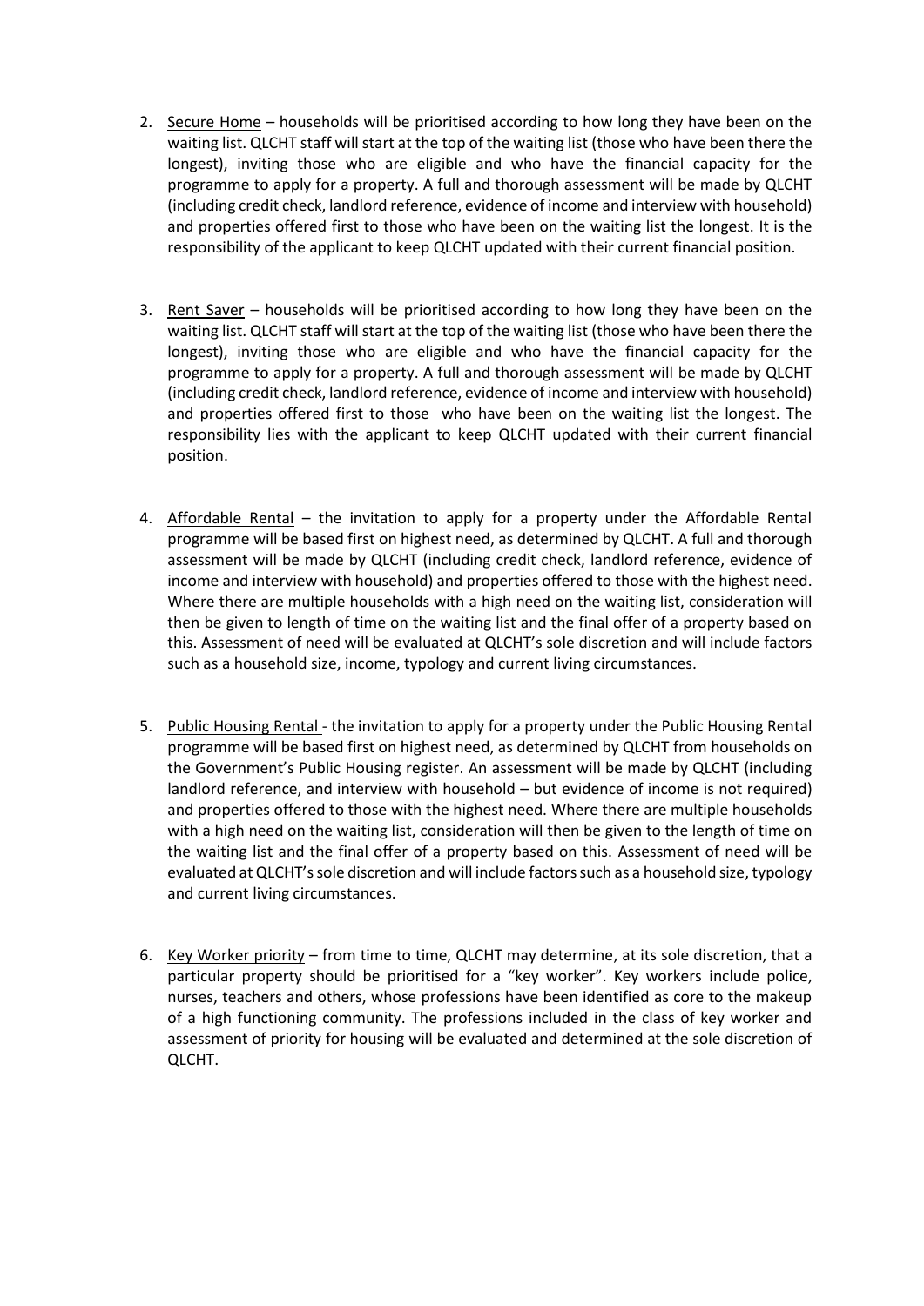2. <u>Secure Home</u> – households will be prioritised according to how long they have been on the waiting list. QLCHT staff will start at the top of the waiting list (those who have been there the longest), inviting those who are eligible and who have the financial capacity for the programme to apply for a property. A full and thorough assessment will be made by QLCHT (including credit check, landlord reference, evidence of income and interview with household) and properties offered first to those who have been on the waiting list the longest. It is the responsibility of the applicant to keep QLCHT updated with their current financial position.

3. <u>Rent Saver</u> – households will be prioritised according to how long they have been on the waiting list. QLCHT staff will start at the top of the waiting list (those who have been there the longest), inviting those who are eligible and who have the financial capacity for the programme to apply for a property. A full and thorough assessment will be made by QLCHT (including credit check, landlord reference, evidence of income and interview with household) and properties offered first to those who have been on the waiting list the longest. The responsibility lies with the applicant to keep QLCHT updated with their current financial position.

4. <u>Affordable Rental</u> – the invitation to apply for a property under the Affordable Rental programme will be based first on highest need, as determined by QLCHT. A full and thorough assessment will be made by QLCHT (including credit check, landlord reference, evidence of income and interview with household) and properties offered to those with the highest need. Where there are multiple households with a high need on the waiting list, consideration will then be given to length of time on the waiting list and the final offer of a property based on this. Assessment of need will be evaluated at QLCHT's sole discretion and will include factors such as a household size, income, typology and current living circumstances.

5. <u>Public Housing Rental</u> - the invitation to apply for a property under the Public Housing Rental programme will be based first on highest need, as determined by QLCHT from households on the Government's Public Housing register. An assessment will be made by QLCHT (including landlord reference, and interview with household – but evidence of income is not required) and properties offered to those with the highest need. Where there are multiple households with a high need on the waiting list, consideration will then be given to the length of time on the waiting list and the final offer of a property based on this. Assessment of need will be evaluated at QLCHT's sole discretion and will include factors such as a household size, typology and current living circumstances.

6. <u>Key Worker priority</u> – from time to time, QLCHT may determine, at its sole discretion, that a particular property should be prioritised for a "key worker". Key workers include police, nurses, teachers and others, whose professions have been identified as core to the makeup of a high functioning community. The professions included in the class of key worker and assessment of priority for housing will be evaluated and determined at the sole discretion of QLCHT.